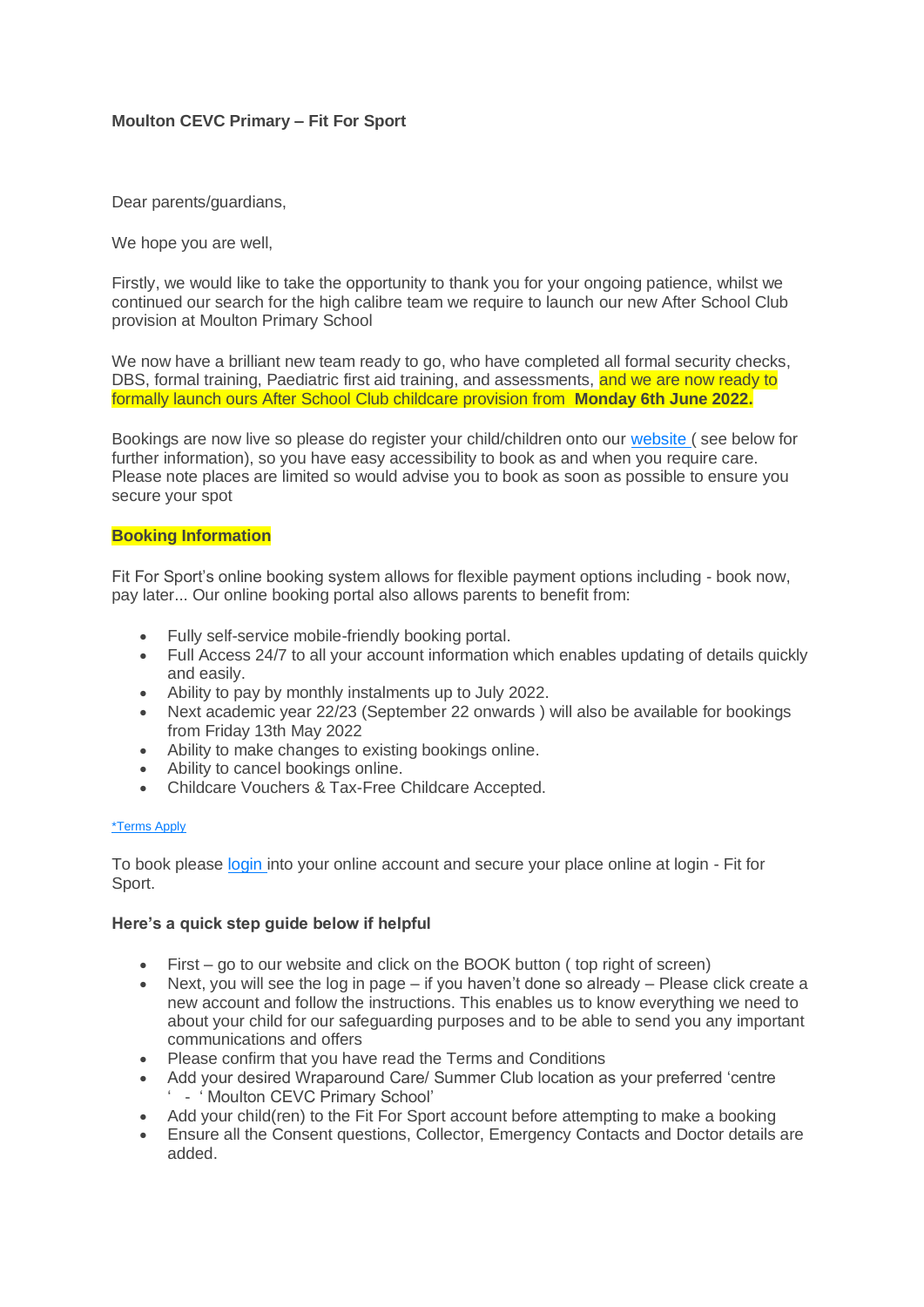**Moulton CEVC Primary – Fit For Sport**

Dear parents/guardians,

We hope you are well,

Firstly, we would like to take the opportunity to thank you for your ongoing patience, whilst we continued our search for the high calibre team we require to launch our new After School Club provision at Moulton Primary School

We now have a brilliant new team ready to go, who have completed all formal security checks, DBS, formal training, Paediatric first aid training, and assessments, and we are now ready to formally launch ours After School Club childcare provision from **Monday 6th June 2022.**

Bookings are now live so please do register your child/children onto our website ( see below for further information), so you have easy accessibility to book as and when you require care. Please note places are limited so would advise you to book as soon as possible to ensure you secure your spot

**Booking Information**

Fit For Sport's online booking system allows for flexible payment options including - book now, pay later... Our online booking portal also allows parents to benefit from:

- Fully self-service mobile-friendly booking portal.
- Full Access 24/7 to all your account information which enables updating of details quickly and easily.
- Ability to pay by monthly instalments up to July 2022.
- Next academic year 22/23 (September 22 onwards ) will also be available for bookings from Friday 13th May 2022
- Ability to make changes to existing bookings online.
- Ability to cancel bookings online.
- Childcare Vouchers & Tax-Free Childcare Accepted.

*Terms Apply

To book please login into your online account and secure your place online at login - Fit for Sport.

**Here's a quick step guide below if helpful**

- First – go to our website and click on the BOOK button ( top right of screen)
- Next, you will see the log in page – if you haven't done so already – Please click create a new account and follow the instructions. This enables us to know everything we need to about your child for our safeguarding purposes and to be able to send you any important communications and offers
- Please confirm that you have read the Terms and Conditions
- Add your desired Wraparound Care/ Summer Club location as your preferred 'centre ' - ' Moulton CEVC Primary School'
- Add your child(ren) to the Fit For Sport account before attempting to make a booking
- Ensure all the Consent questions, Collector, Emergency Contacts and Doctor details are added.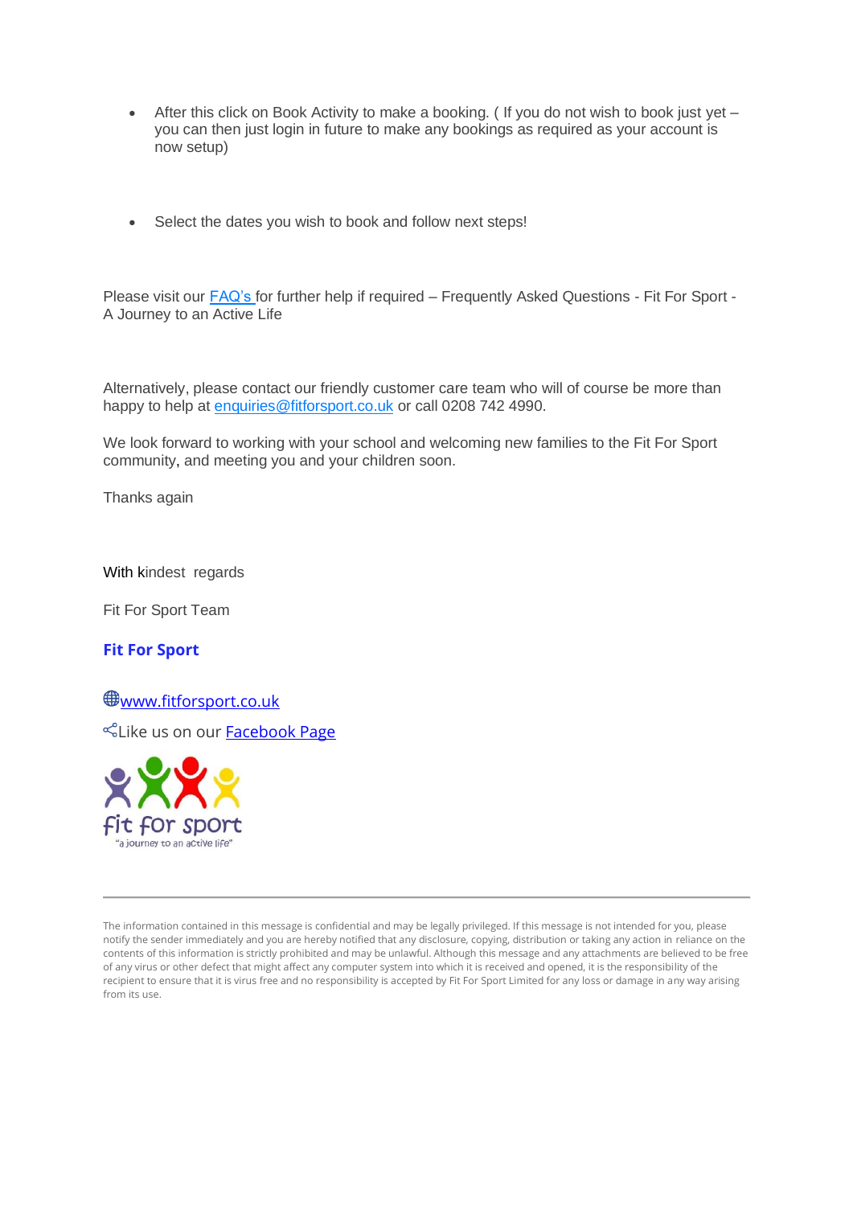- After this click on Book Activity to make a booking. ( If you do not wish to book just yet – you can then just login in future to make any bookings as required as your account is now setup)

- Select the dates you wish to book and follow next steps!

Please visit our FAQ's for further help if required – Frequently Asked Questions - Fit For Sport - A Journey to an Active Life

Alternatively, please contact our friendly customer care team who will of course be more than happy to help at enquiries@fitforsport.co.uk or call 0208 742 4990.

We look forward to working with your school and welcoming new families to the Fit For Sport community, and meeting you and your children soon.

Thanks again

With kindest regards

Fit For Sport Team

**Fit For Sport**

www.fitforsport.co.uk

Like us on our Facebook Page

fit for sport
"a journey to an active life"

---

The information contained in this message is confidential and may be legally privileged. If this message is not intended for you, please notify the sender immediately and you are hereby notified that any disclosure, copying, distribution or taking any action in reliance on the contents of this information is strictly prohibited and may be unlawful. Although this message and any attachments are believed to be free of any virus or other defect that might affect any computer system into which it is received and opened, it is the responsibility of the recipient to ensure that it is virus free and no responsibility is accepted by Fit For Sport Limited for any loss or damage in any way arising from its use.